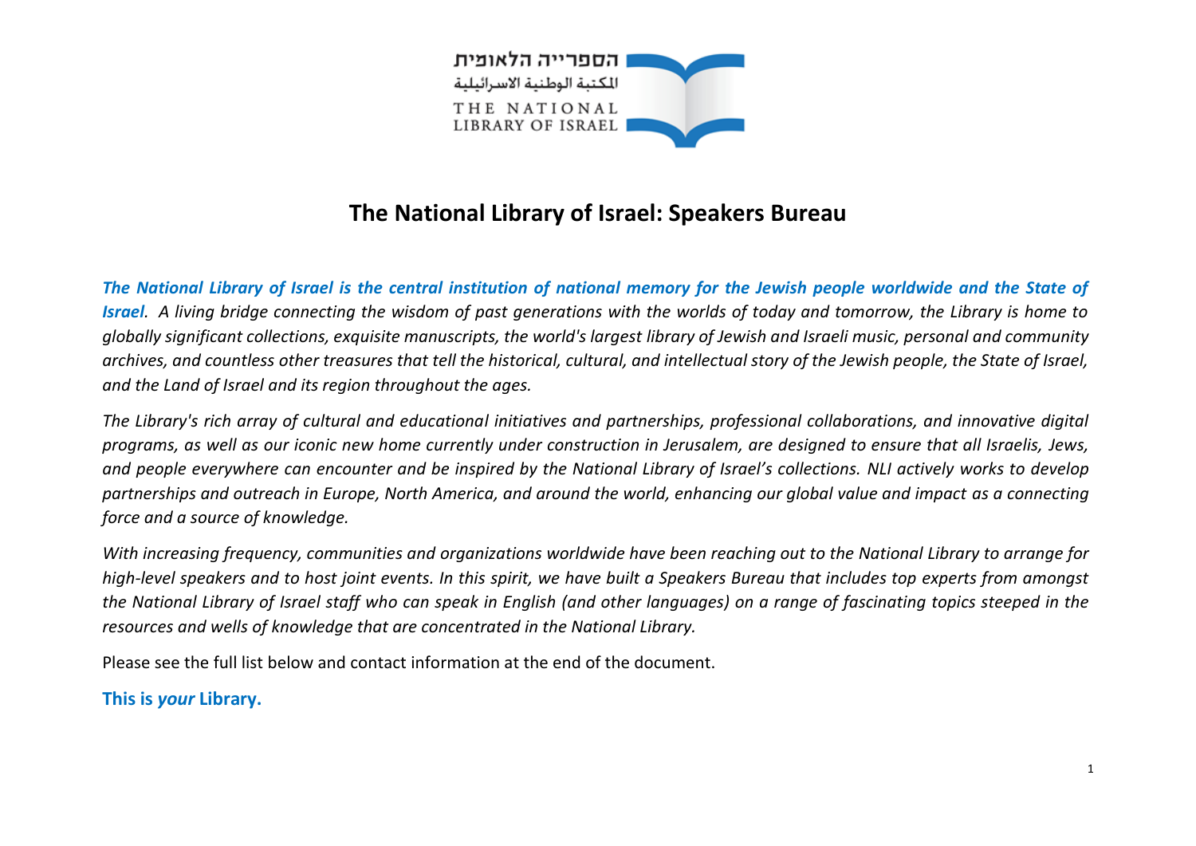הספרייה הלאומית
المكتبة الوطنية الاسرائيلية
THE NATIONAL LIBRARY OF ISRAEL

# The National Library of Israel: Speakers Bureau

***The National Library of Israel is the central institution of national memory for the Jewish people worldwide and the State of Israel**. A living bridge connecting the wisdom of past generations with the worlds of today and tomorrow, the Library is home to globally significant collections, exquisite manuscripts, the world's largest library of Jewish and Israeli music, personal and community archives, and countless other treasures that tell the historical, cultural, and intellectual story of the Jewish people, the State of Israel, and the Land of Israel and its region throughout the ages.*

*The Library's rich array of cultural and educational initiatives and partnerships, professional collaborations, and innovative digital programs, as well as our iconic new home currently under construction in Jerusalem, are designed to ensure that all Israelis, Jews, and people everywhere can encounter and be inspired by the National Library of Israel's collections. NLI actively works to develop partnerships and outreach in Europe, North America, and around the world, enhancing our global value and impact as a connecting force and a source of knowledge.*

*With increasing frequency, communities and organizations worldwide have been reaching out to the National Library to arrange for high-level speakers and to host joint events. In this spirit, we have built a Speakers Bureau that includes top experts from amongst the National Library of Israel staff who can speak in English (and other languages) on a range of fascinating topics steeped in the resources and wells of knowledge that are concentrated in the National Library.*

Please see the full list below and contact information at the end of the document.

**This is *your* Library.**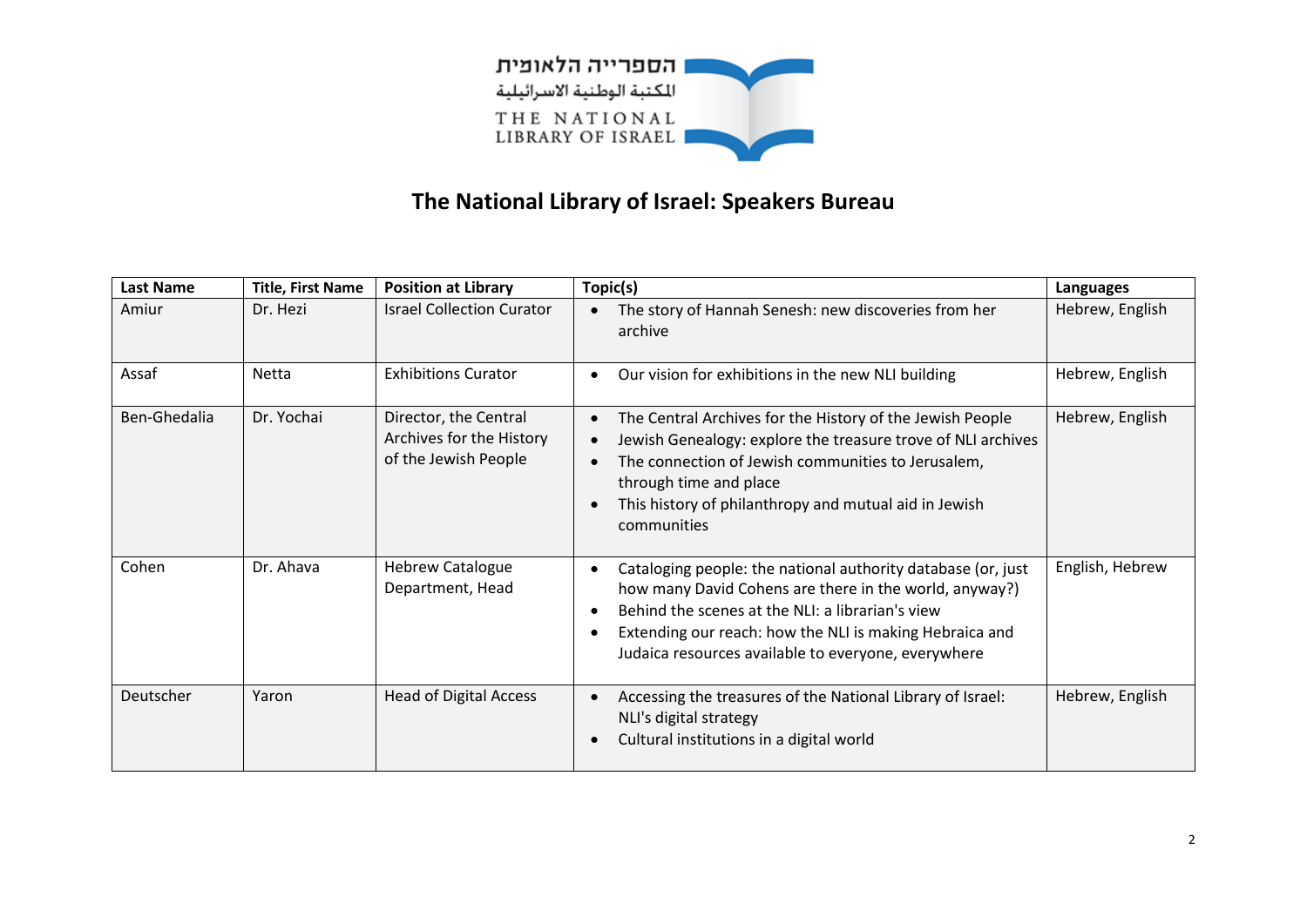הספרייה הלאומית
المكتبة الوطنية الاسرائيلية
THE NATIONAL LIBRARY OF ISRAEL

# The National Library of Israel: Speakers Bureau

| Last Name | Title, First Name | Position at Library | Topic(s) | Languages |
|---|---|---|---|---|
| Amiur | Dr. Hezi | Israel Collection Curator | • The story of Hannah Senesh: new discoveries from her archive | Hebrew, English |
| Assaf | Netta | Exhibitions Curator | • Our vision for exhibitions in the new NLI building | Hebrew, English |
| Ben-Ghedalia | Dr. Yochai | Director, the Central Archives for the History of the Jewish People | • The Central Archives for the History of the Jewish People<br>• Jewish Genealogy: explore the treasure trove of NLI archives<br>• The connection of Jewish communities to Jerusalem, through time and place<br>• This history of philanthropy and mutual aid in Jewish communities | Hebrew, English |
| Cohen | Dr. Ahava | Hebrew Catalogue Department, Head | • Cataloging people: the national authority database (or, just how many David Cohens are there in the world, anyway?)<br>• Behind the scenes at the NLI: a librarian's view<br>• Extending our reach: how the NLI is making Hebraica and Judaica resources available to everyone, everywhere | English, Hebrew |
| Deutscher | Yaron | Head of Digital Access | • Accessing the treasures of the National Library of Israel: NLI's digital strategy<br>• Cultural institutions in a digital world | Hebrew, English |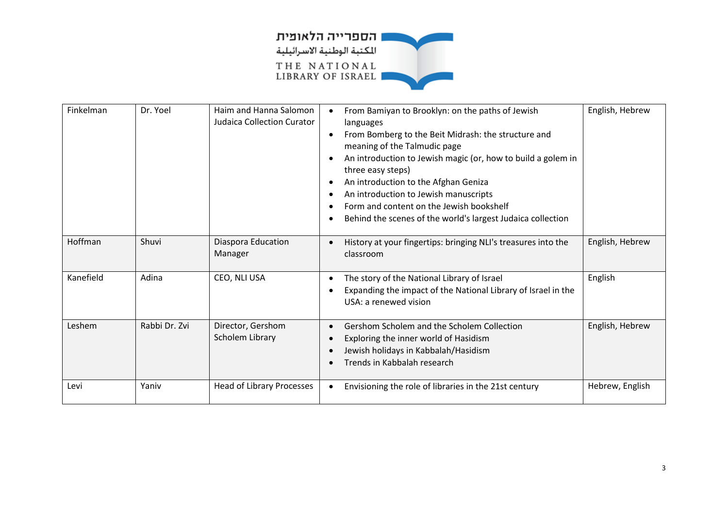| Finkelman | Dr. Yoel | Haim and Hanna Salomon Judaica Collection Curator | • From Bamiyan to Brooklyn: on the paths of Jewish languages<br>• From Bomberg to the Beit Midrash: the structure and meaning of the Talmudic page<br>• An introduction to Jewish magic (or, how to build a golem in three easy steps)<br>• An introduction to the Afghan Geniza<br>• An introduction to Jewish manuscripts<br>• Form and content on the Jewish bookshelf<br>• Behind the scenes of the world's largest Judaica collection | English, Hebrew |
|---|---|---|---|---|
| Hoffman | Shuvi | Diaspora Education Manager | • History at your fingertips: bringing NLI's treasures into the classroom | English, Hebrew |
| Kanefield | Adina | CEO, NLI USA | • The story of the National Library of Israel<br>• Expanding the impact of the National Library of Israel in the USA: a renewed vision | English |
| Leshem | Rabbi Dr. Zvi | Director, Gershom Scholem Library | • Gershom Scholem and the Scholem Collection<br>• Exploring the inner world of Hasidism<br>• Jewish holidays in Kabbalah/Hasidism<br>• Trends in Kabbalah research | English, Hebrew |
| Levi | Yaniv | Head of Library Processes | • Envisioning the role of libraries in the 21st century | Hebrew, English |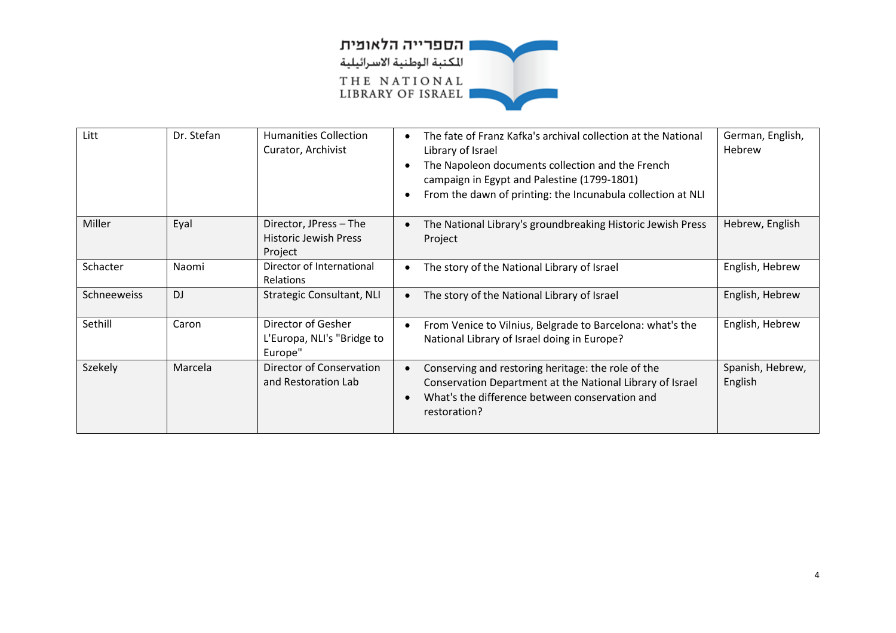| Litt | Dr. Stefan | Humanities Collection Curator, Archivist | • The fate of Franz Kafka's archival collection at the National Library of Israel<br>• The Napoleon documents collection and the French campaign in Egypt and Palestine (1799-1801)<br>• From the dawn of printing: the Incunabula collection at NLI | German, English, Hebrew |
|---|---|---|---|---|
| Miller | Eyal | Director, JPress – The Historic Jewish Press Project | • The National Library's groundbreaking Historic Jewish Press Project | Hebrew, English |
| Schacter | Naomi | Director of International Relations | • The story of the National Library of Israel | English, Hebrew |
| Schneeweiss | DJ | Strategic Consultant, NLI | • The story of the National Library of Israel | English, Hebrew |
| Sethill | Caron | Director of Gesher L'Europa, NLI's "Bridge to Europe" | • From Venice to Vilnius, Belgrade to Barcelona: what's the National Library of Israel doing in Europe? | English, Hebrew |
| Szekely | Marcela | Director of Conservation and Restoration Lab | • Conserving and restoring heritage: the role of the Conservation Department at the National Library of Israel<br>• What's the difference between conservation and restoration? | Spanish, Hebrew, English |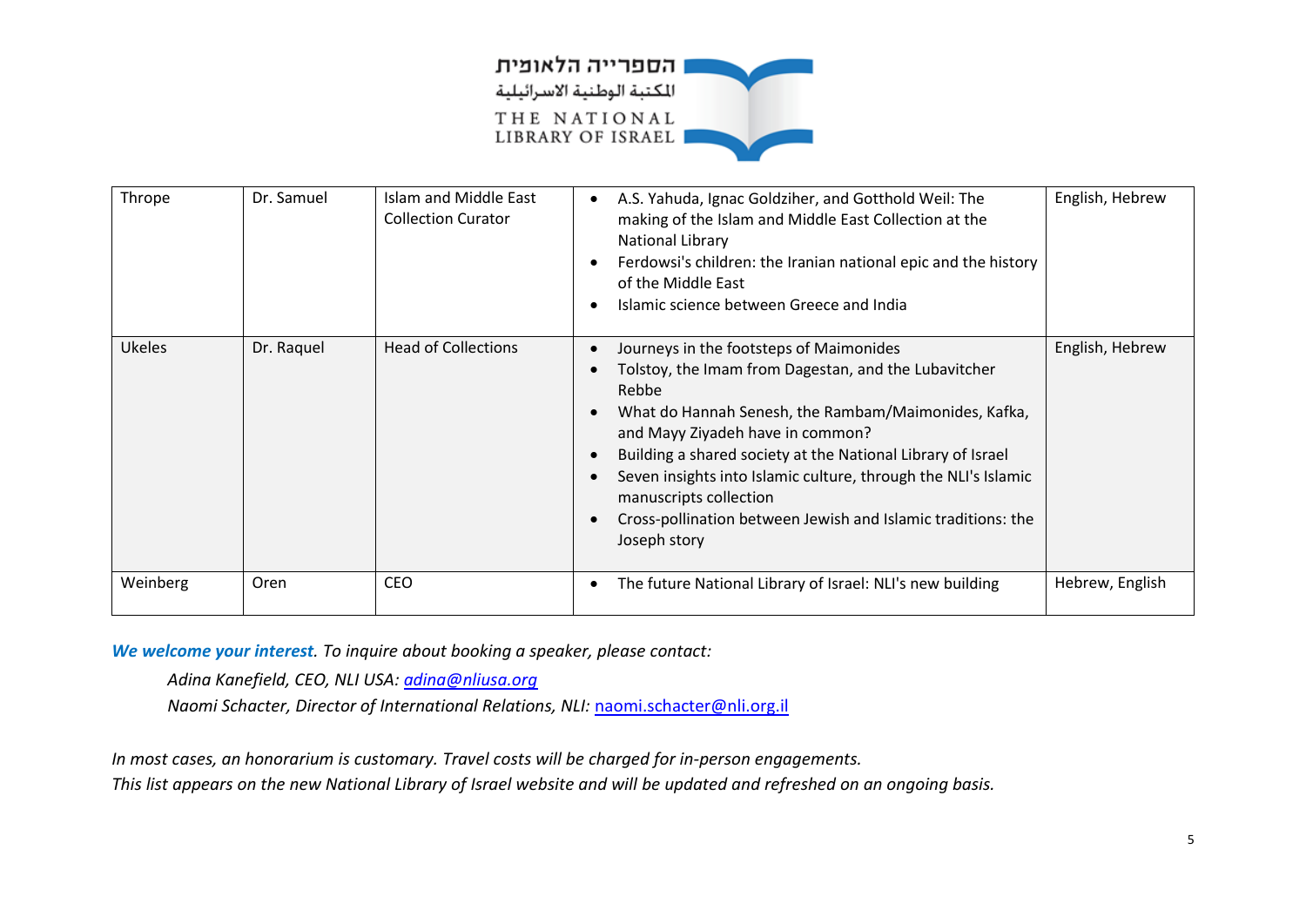| | | | | |
|---|---|---|---|---|
| Thrope | Dr. Samuel | Islam and Middle East Collection Curator | • A.S. Yahuda, Ignac Goldziher, and Gotthold Weil: The making of the Islam and Middle East Collection at the National Library<br>• Ferdowsi's children: the Iranian national epic and the history of the Middle East<br>• Islamic science between Greece and India | English, Hebrew |
| Ukeles | Dr. Raquel | Head of Collections | • Journeys in the footsteps of Maimonides<br>• Tolstoy, the Imam from Dagestan, and the Lubavitcher Rebbe<br>• What do Hannah Senesh, the Rambam/Maimonides, Kafka, and Mayy Ziyadeh have in common?<br>• Building a shared society at the National Library of Israel<br>• Seven insights into Islamic culture, through the NLI's Islamic manuscripts collection<br>• Cross-pollination between Jewish and Islamic traditions: the Joseph story | English, Hebrew |
| Weinberg | Oren | CEO | • The future National Library of Israel: NLI's new building | Hebrew, English |

***We welcome your interest****. To inquire about booking a speaker, please contact:*

*Adina Kanefield, CEO, NLI USA: adina@nliusa.org*

*Naomi Schacter, Director of International Relations, NLI:* naomi.schacter@nli.org.il

*In most cases, an honorarium is customary. Travel costs will be charged for in-person engagements.*

*This list appears on the new National Library of Israel website and will be updated and refreshed on an ongoing basis.*